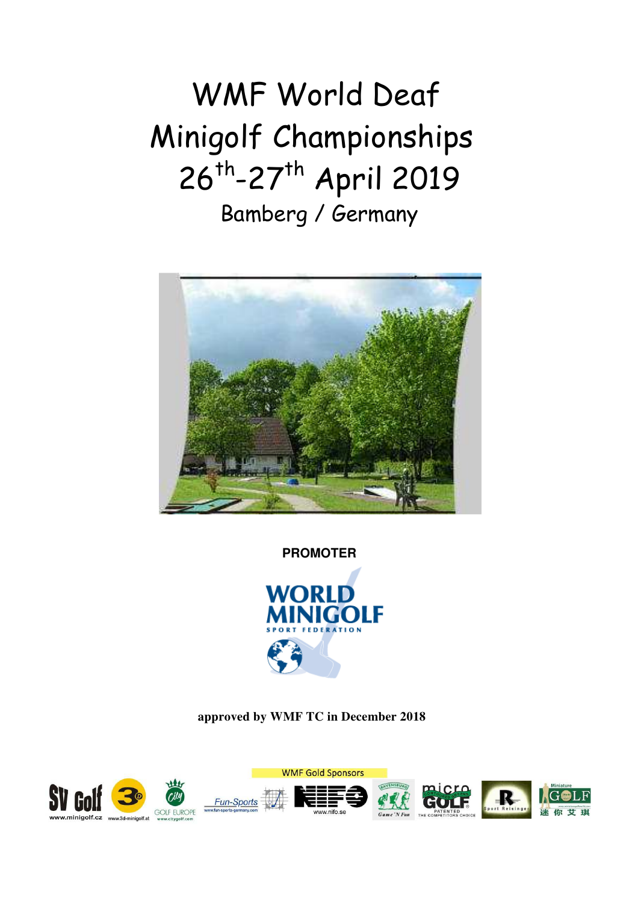# WMF World Deaf Minigolf Championships 26th-27th April 2019

## Bamberg / Germany

**PROMOTER**

WORLD MINIGOLF SPORT FEDERATION

**approved by WMF TC in December 2018**

WMF Gold Sponsors

www.minigolf.cz www.3d-minigolf.at GOLF EUROPE www.citygolf.com www.fun-sports-germany.com www.nifo.se Game 'N Fun PATENTED THE COMPETITORS CHOICE Sport Reisinger 迷你艾琪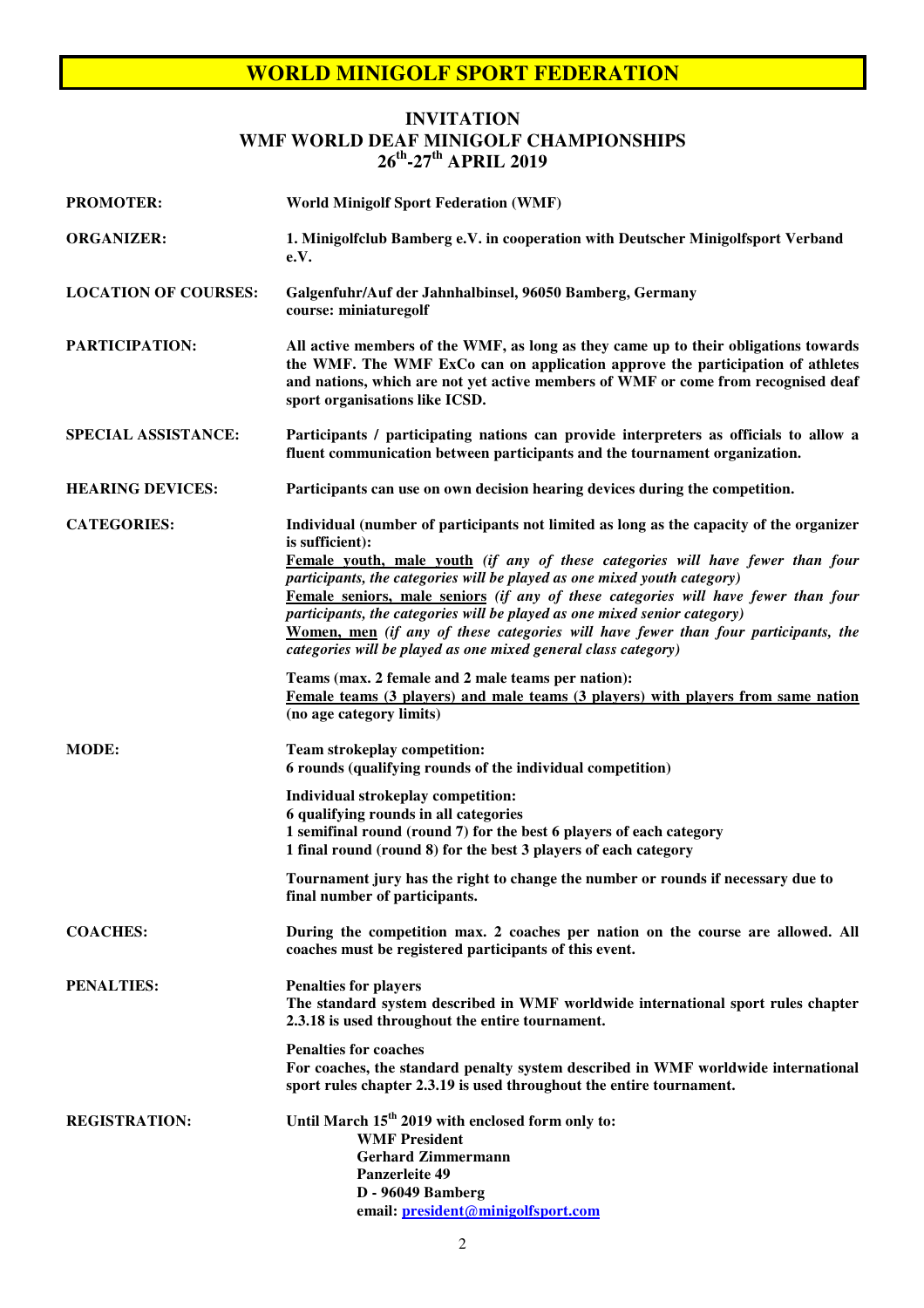# WORLD MINIGOLF SPORT FEDERATION

## INVITATION
## WMF WORLD DEAF MINIGOLF CHAMPIONSHIPS
## 26th-27th APRIL 2019

**PROMOTER:** **World Minigolf Sport Federation (WMF)**

**ORGANIZER:** **1. Minigolfclub Bamberg e.V. in cooperation with Deutscher Minigolfsport Verband e.V.**

**LOCATION OF COURSES:** **Galgenfuhr/Auf der Jahnhalbinsel, 96050 Bamberg, Germany**
**course: miniaturegolf**

**PARTICIPATION:** **All active members of the WMF, as long as they came up to their obligations towards the WMF. The WMF ExCo can on application approve the participation of athletes and nations, which are not yet active members of WMF or come from recognised deaf sport organisations like ICSD.**

**SPECIAL ASSISTANCE:** **Participants / participating nations can provide interpreters as officials to allow a fluent communication between participants and the tournament organization.**

**HEARING DEVICES:** **Participants can use on own decision hearing devices during the competition.**

**CATEGORIES:** **Individual (number of participants not limited as long as the capacity of the organizer is sufficient):**

**Female youth, male youth** ***(if any of these categories will have fewer than four participants, the categories will be played as one mixed youth category)***

**Female seniors, male seniors** ***(if any of these categories will have fewer than four participants, the categories will be played as one mixed senior category)***

**Women, men** ***(if any of these categories will have fewer than four participants, the categories will be played as one mixed general class category)***

**Teams (max. 2 female and 2 male teams per nation):**
**Female teams (3 players) and male teams (3 players) with players from same nation (no age category limits)**

**MODE:** **Team strokeplay competition:**
**6 rounds (qualifying rounds of the individual competition)**

**Individual strokeplay competition:**
**6 qualifying rounds in all categories**
**1 semifinal round (round 7) for the best 6 players of each category**
**1 final round (round 8) for the best 3 players of each category**

**Tournament jury has the right to change the number or rounds if necessary due to final number of participants.**

**COACHES:** **During the competition max. 2 coaches per nation on the course are allowed. All coaches must be registered participants of this event.**

**PENALTIES:** **Penalties for players**
**The standard system described in WMF worldwide international sport rules chapter 2.3.18 is used throughout the entire tournament.**

**Penalties for coaches**
**For coaches, the standard penalty system described in WMF worldwide international sport rules chapter 2.3.19 is used throughout the entire tournament.**

**REGISTRATION:** **Until March 15th 2019 with enclosed form only to:**
**WMF President**
**Gerhard Zimmermann**
**Panzerleite 49**
**D - 96049 Bamberg**
**email: president@minigolfsport.com**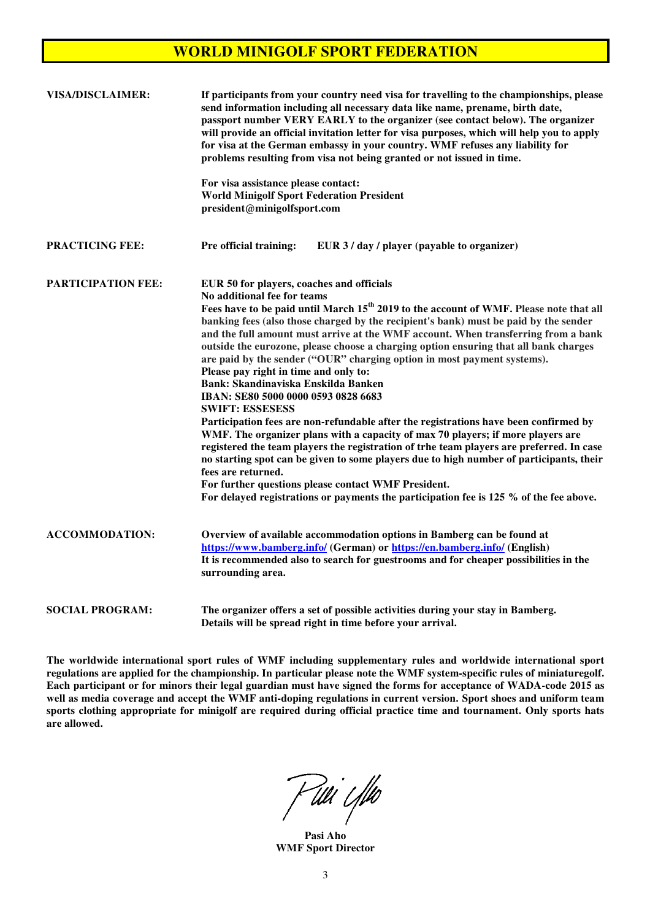# WORLD MINIGOLF SPORT FEDERATION

**VISA/DISCLAIMER:**

**If participants from your country need visa for travelling to the championships, please send information including all necessary data like name, prename, birth date, passport number VERY EARLY to the organizer (see contact below). The organizer will provide an official invitation letter for visa purposes, which will help you to apply for visa at the German embassy in your country. WMF refuses any liability for problems resulting from visa not being granted or not issued in time.**

**For visa assistance please contact:**
**World Minigolf Sport Federation President**
**president@minigolfsport.com**

**PRACTICING FEE:**

**Pre official training: EUR 3 / day / player (payable to organizer)**

**PARTICIPATION FEE:**

**EUR 50 for players, coaches and officials**
**No additional fee for teams**
**Fees have to be paid until March 15th 2019 to the account of WMF. Please note that all banking fees (also those charged by the recipient's bank) must be paid by the sender and the full amount must arrive at the WMF account. When transferring from a bank outside the eurozone, please choose a charging option ensuring that all bank charges are paid by the sender ("OUR" charging option in most payment systems).**
**Please pay right in time and only to:**
**Bank: Skandinaviska Enskilda Banken**
**IBAN: SE80 5000 0000 0593 0828 6683**
**SWIFT: ESSESESS**
**Participation fees are non-refundable after the registrations have been confirmed by WMF. The organizer plans with a capacity of max 70 players; if more players are registered the team players the registration of trhe team players are preferred. In case no starting spot can be given to some players due to high number of participants, their fees are returned.**
**For further questions please contact WMF President.**
**For delayed registrations or payments the participation fee is 125 % of the fee above.**

**ACCOMMODATION:**

**Overview of available accommodation options in Bamberg can be found at https://www.bamberg.info/ (German) or https://en.bamberg.info/ (English)**
**It is recommended also to search for guestrooms and for cheaper possibilities in the surrounding area.**

**SOCIAL PROGRAM:**

**The organizer offers a set of possible activities during your stay in Bamberg. Details will be spread right in time before your arrival.**

**The worldwide international sport rules of WMF including supplementary rules and worldwide international sport regulations are applied for the championship. In particular please note the WMF system-specific rules of miniaturegolf. Each participant or for minors their legal guardian must have signed the forms for acceptance of WADA-code 2015 as well as media coverage and accept the WMF anti-doping regulations in current version. Sport shoes and uniform team sports clothing appropriate for minigolf are required during official practice time and tournament. Only sports hats are allowed.**

**Pasi Aho**
**WMF Sport Director**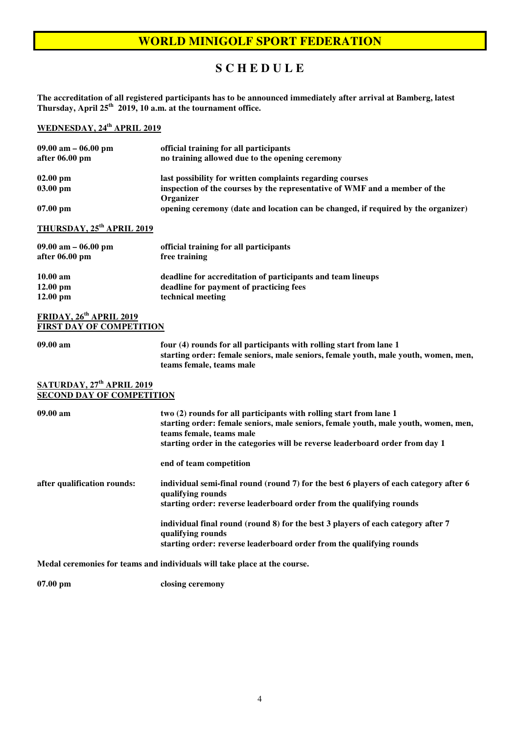# WORLD MINIGOLF SPORT FEDERATION

## SCHEDULE

**The accreditation of all registered participants has to be announced immediately after arrival at Bamberg, latest Thursday, April 25th 2019, 10 a.m. at the tournament office.**

### WEDNESDAY, 24th APRIL 2019

| | |
|---|---|
| **09.00 am – 06.00 pm** | **official training for all participants** |
| **after 06.00 pm** | **no training allowed due to the opening ceremony** |
| **02.00 pm** | **last possibility for written complaints regarding courses** |
| **03.00 pm** | **inspection of the courses by the representative of WMF and a member of the Organizer** |
| **07.00 pm** | **opening ceremony (date and location can be changed, if required by the organizer)** |

### THURSDAY, 25th APRIL 2019

| | |
|---|---|
| **09.00 am – 06.00 pm** | **official training for all participants** |
| **after 06.00 pm** | **free training** |
| **10.00 am** | **deadline for accreditation of participants and team lineups** |
| **12.00 pm** | **deadline for payment of practicing fees** |
| **12.00 pm** | **technical meeting** |

### FRIDAY, 26th APRIL 2019
### FIRST DAY OF COMPETITION

**09.00 am**

**four (4) rounds for all participants with rolling start from lane 1**
**starting order: female seniors, male seniors, female youth, male youth, women, men, teams female, teams male**

### SATURDAY, 27th APRIL 2019
### SECOND DAY OF COMPETITION

**09.00 am**

**two (2) rounds for all participants with rolling start from lane 1**
**starting order: female seniors, male seniors, female youth, male youth, women, men, teams female, teams male**
**starting order in the categories will be reverse leaderboard order from day 1**

**end of team competition**

**after qualification rounds:**

**individual semi-final round (round 7) for the best 6 players of each category after 6 qualifying rounds**
**starting order: reverse leaderboard order from the qualifying rounds**

**individual final round (round 8) for the best 3 players of each category after 7 qualifying rounds**
**starting order: reverse leaderboard order from the qualifying rounds**

**Medal ceremonies for teams and individuals will take place at the course.**

**07.00 pm** **closing ceremony**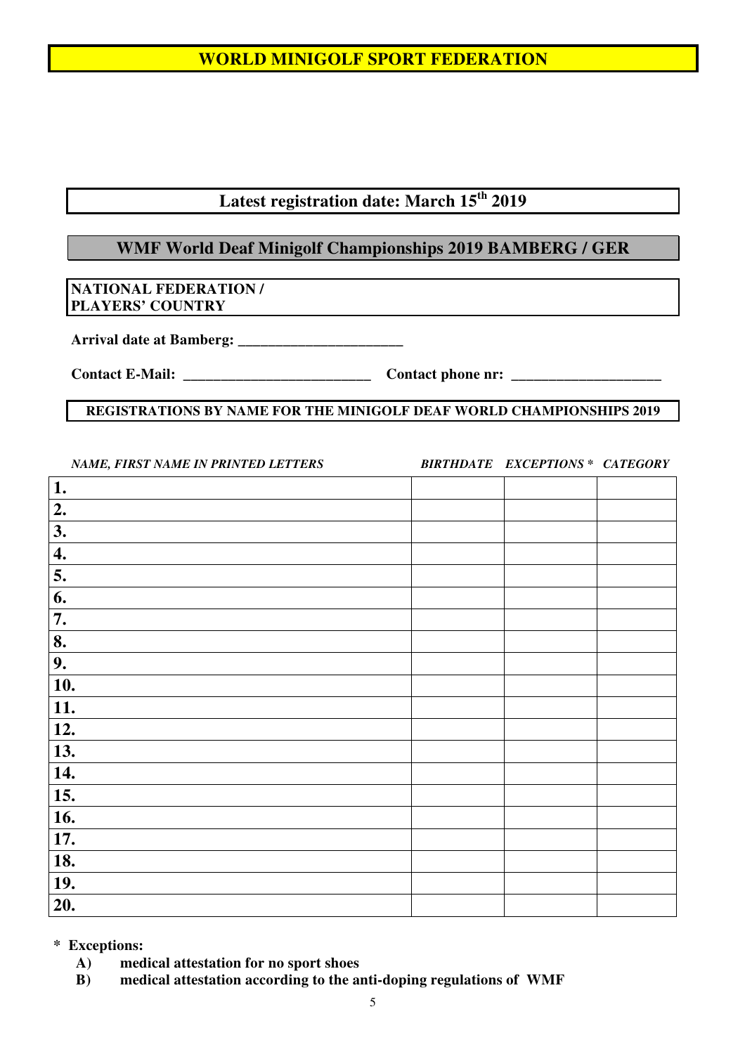# WORLD MINIGOLF SPORT FEDERATION

**Latest registration date: March 15th 2019**

## WMF World Deaf Minigolf Championships 2019 BAMBERG / GER

**NATIONAL FEDERATION /**
**PLAYERS' COUNTRY**

**Arrival date at Bamberg: ______________________**

**Contact E-Mail: _________________________** **Contact phone nr: ____________________**

**REGISTRATIONS BY NAME FOR THE MINIGOLF DEAF WORLD CHAMPIONSHIPS 2019**

| *NAME, FIRST NAME IN PRINTED LETTERS* | *BIRTHDATE* | *EXCEPTIONS ** | *CATEGORY* |
|---|---|---|---|
| **1.** | | | |
| **2.** | | | |
| **3.** | | | |
| **4.** | | | |
| **5.** | | | |
| **6.** | | | |
| **7.** | | | |
| **8.** | | | |
| **9.** | | | |
| **10.** | | | |
| **11.** | | | |
| **12.** | | | |
| **13.** | | | |
| **14.** | | | |
| **15.** | | | |
| **16.** | | | |
| **17.** | | | |
| **18.** | | | |
| **19.** | | | |
| **20.** | | | |

**\* Exceptions:**

- **A) medical attestation for no sport shoes**
- **B) medical attestation according to the anti-doping regulations of WMF**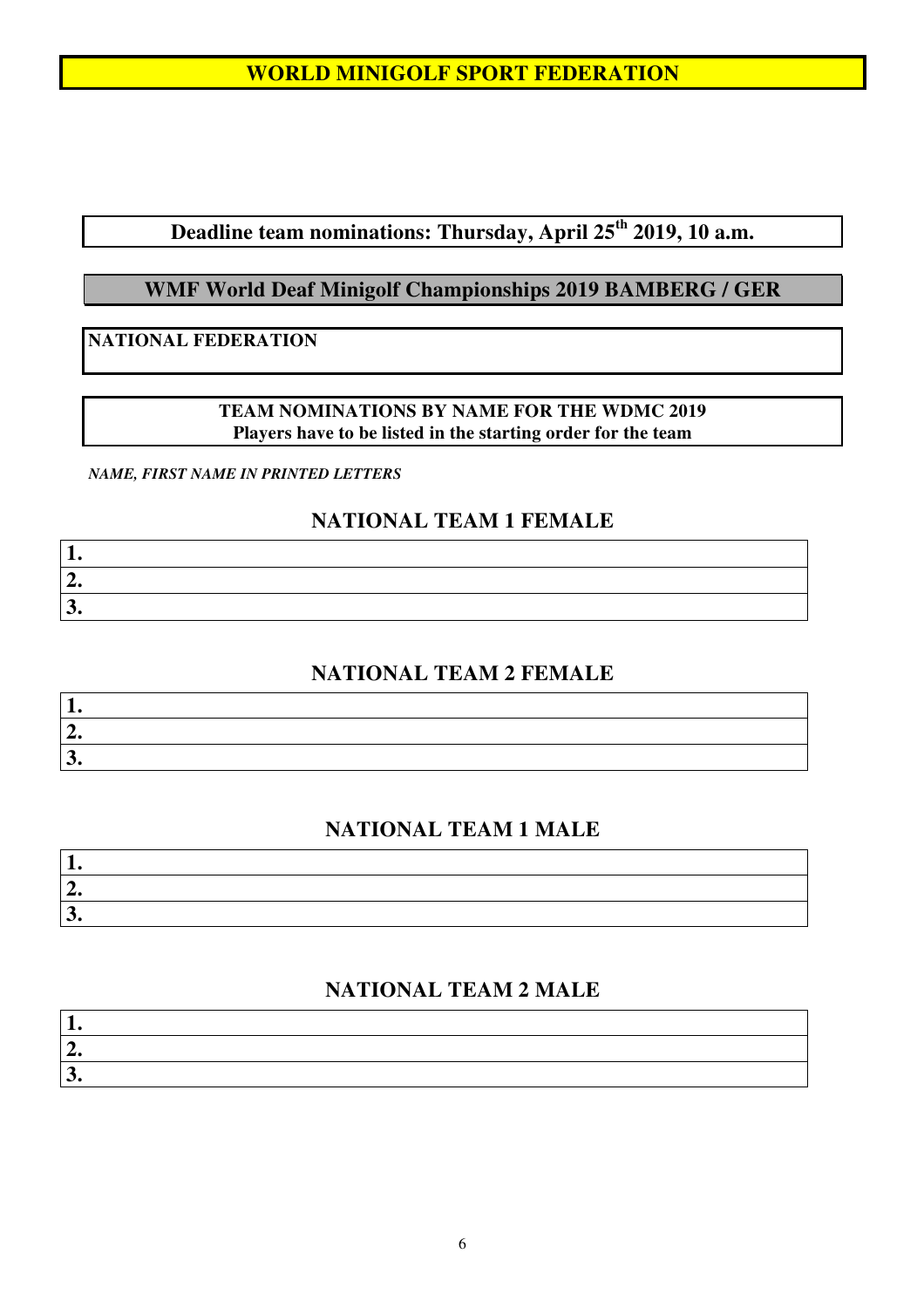# WORLD MINIGOLF SPORT FEDERATION

**Deadline team nominations: Thursday, April 25th 2019, 10 a.m.**

## WMF World Deaf Minigolf Championships 2019 BAMBERG / GER

**NATIONAL FEDERATION**

**TEAM NOMINATIONS BY NAME FOR THE WDMC 2019**
**Players have to be listed in the starting order for the team**

*NAME, FIRST NAME IN PRINTED LETTERS*

### NATIONAL TEAM 1 FEMALE

| |
|---|
| **1.** |
| **2.** |
| **3.** |

### NATIONAL TEAM 2 FEMALE

| |
|---|
| **1.** |
| **2.** |
| **3.** |

### NATIONAL TEAM 1 MALE

| |
|---|
| **1.** |
| **2.** |
| **3.** |

### NATIONAL TEAM 2 MALE

| |
|---|
| **1.** |
| **2.** |
| **3.** |